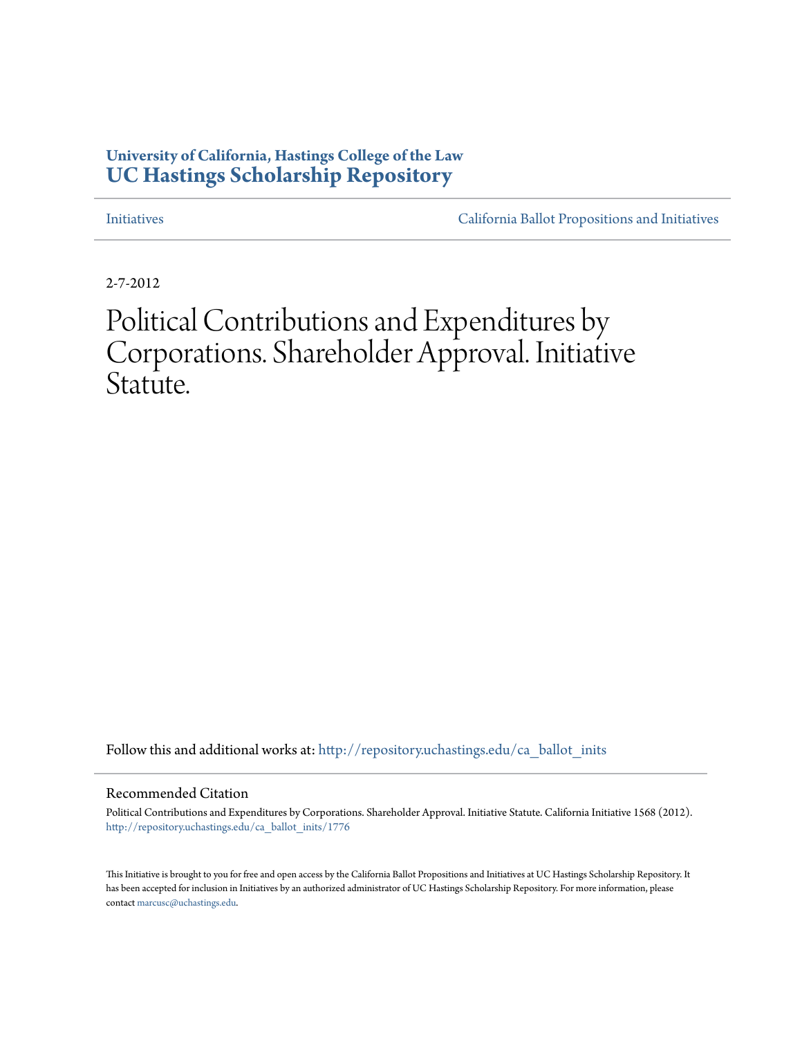**University of California, Hastings College of the Law**
**UC Hastings Scholarship Repository**

Initiatives | California Ballot Propositions and Initiatives

2-7-2012

# Political Contributions and Expenditures by Corporations. Shareholder Approval. Initiative Statute.

Follow this and additional works at: http://repository.uchastings.edu/ca_ballot_inits

## Recommended Citation

Political Contributions and Expenditures by Corporations. Shareholder Approval. Initiative Statute. California Initiative 1568 (2012).
http://repository.uchastings.edu/ca_ballot_inits/1776

This Initiative is brought to you for free and open access by the California Ballot Propositions and Initiatives at UC Hastings Scholarship Repository. It has been accepted for inclusion in Initiatives by an authorized administrator of UC Hastings Scholarship Repository. For more information, please contact marcusc@uchastings.edu.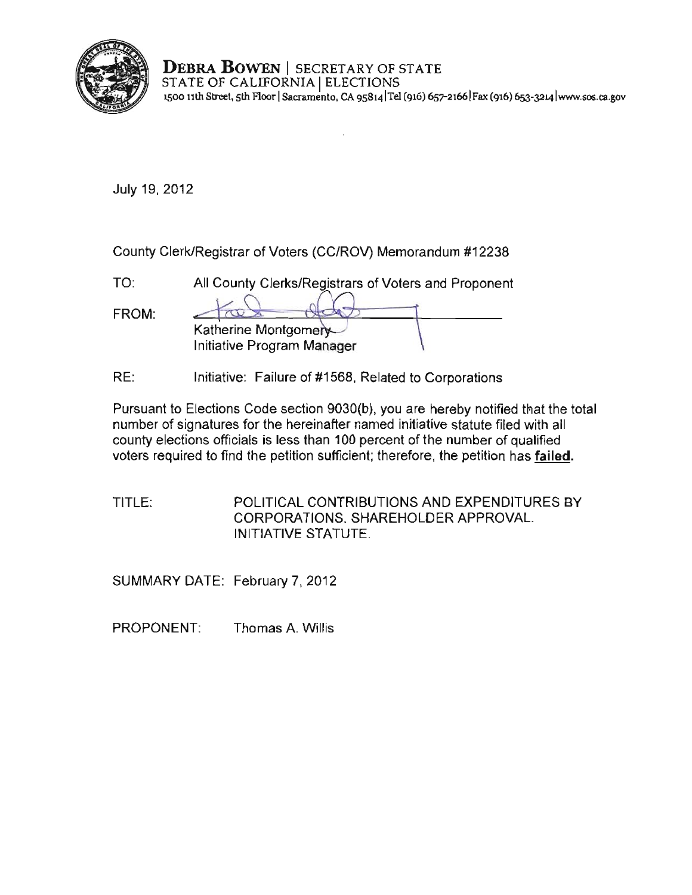**DEBRA BOWEN** | SECRETARY OF STATE
STATE OF CALIFORNIA | ELECTIONS
1500 11th Street, 5th Floor | Sacramento, CA 95814 | Tel (916) 657-2166 | Fax (916) 653-3214 | www.sos.ca.gov

July 19, 2012

County Clerk/Registrar of Voters (CC/ROV) Memorandum #12238

TO: All County Clerks/Registrars of Voters and Proponent

FROM: Katherine Montgomery
Initiative Program Manager

RE: Initiative: Failure of #1568, Related to Corporations

Pursuant to Elections Code section 9030(b), you are hereby notified that the total number of signatures for the hereinafter named initiative statute filed with all county elections officials is less than 100 percent of the number of qualified voters required to find the petition sufficient; therefore, the petition has **failed.**

TITLE: POLITICAL CONTRIBUTIONS AND EXPENDITURES BY CORPORATIONS. SHAREHOLDER APPROVAL. INITIATIVE STATUTE.

SUMMARY DATE: February 7, 2012

PROPONENT: Thomas A. Willis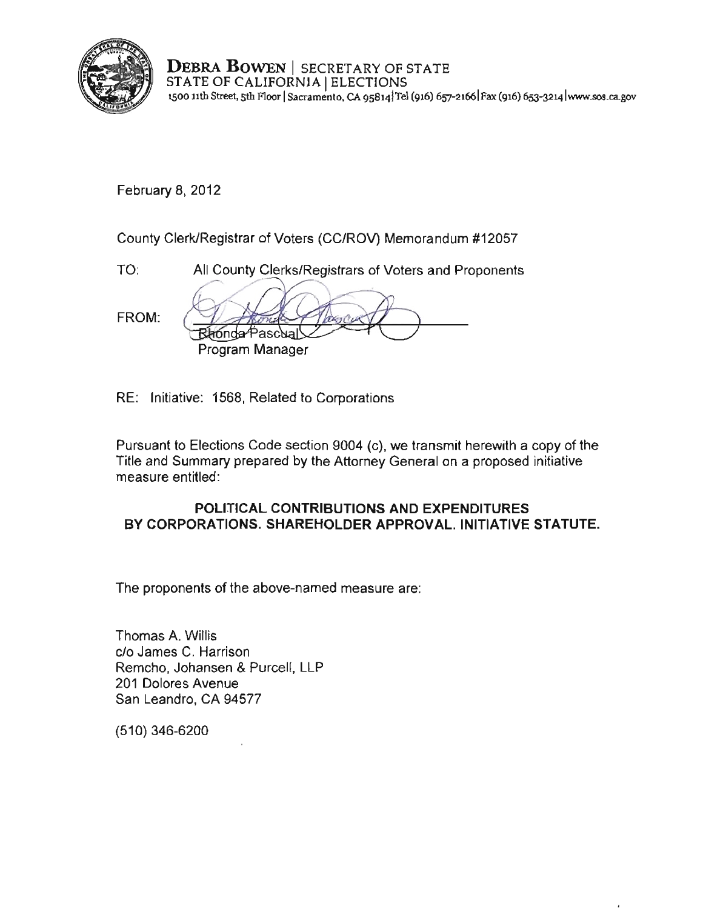**DEBRA BOWEN** | SECRETARY OF STATE
STATE OF CALIFORNIA | ELECTIONS
1500 11th Street, 5th Floor | Sacramento, CA 95814 | Tel (916) 657-2166 | Fax (916) 653-3214 | www.sos.ca.gov

February 8, 2012

County Clerk/Registrar of Voters (CC/ROV) Memorandum #12057

TO: All County Clerks/Registrars of Voters and Proponents

FROM: Rhonda Pascual
Program Manager

RE: Initiative: 1568, Related to Corporations

Pursuant to Elections Code section 9004 (c), we transmit herewith a copy of the Title and Summary prepared by the Attorney General on a proposed initiative measure entitled:

**POLITICAL CONTRIBUTIONS AND EXPENDITURES BY CORPORATIONS. SHAREHOLDER APPROVAL. INITIATIVE STATUTE.**

The proponents of the above-named measure are:

Thomas A. Willis
c/o James C. Harrison
Remcho, Johansen & Purcell, LLP
201 Dolores Avenue
San Leandro, CA 94577

(510) 346-6200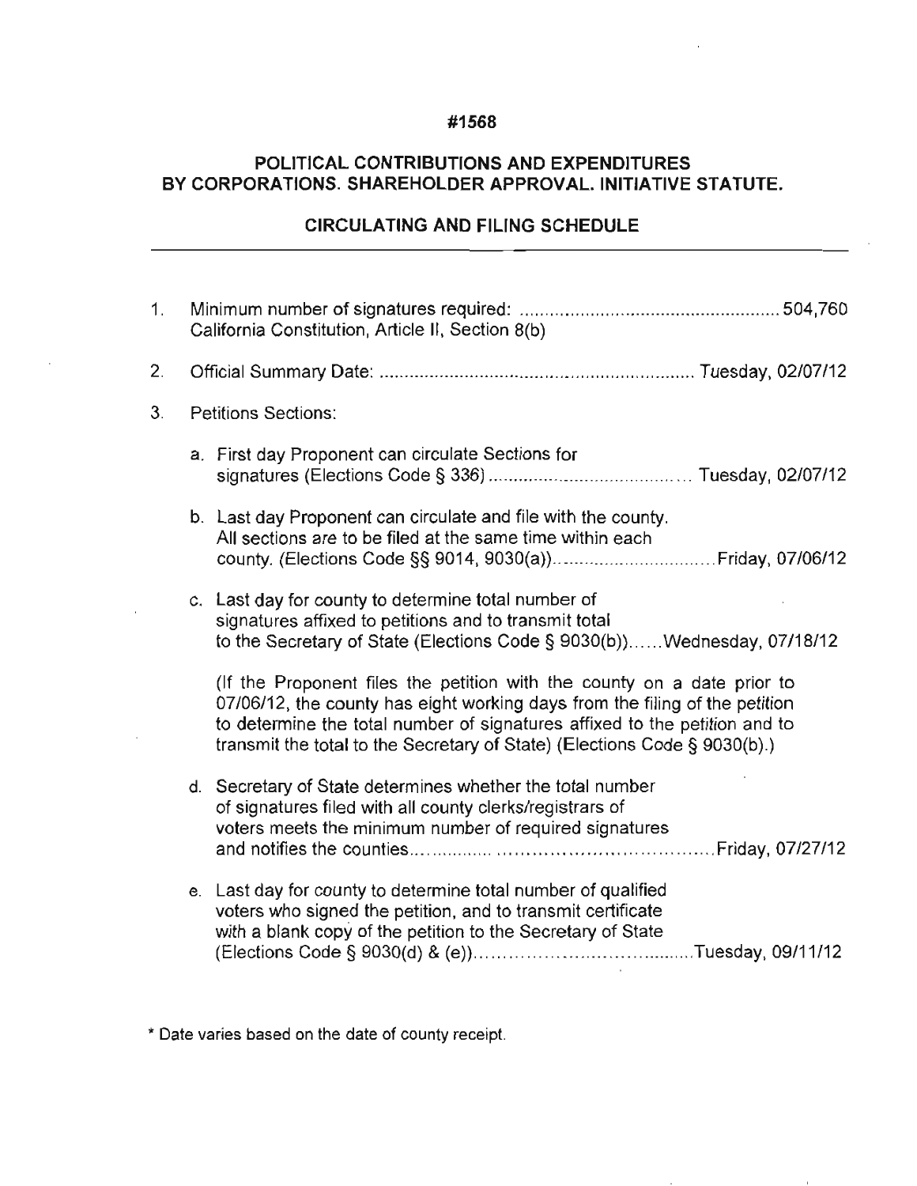**#1568**

**POLITICAL CONTRIBUTIONS AND EXPENDITURES BY CORPORATIONS. SHAREHOLDER APPROVAL. INITIATIVE STATUTE.**

**CIRCULATING AND FILING SCHEDULE**

---

1. Minimum number of signatures required: .................................................... 504,760
   California Constitution, Article II, Section 8(b)

2. Official Summary Date: ............................................................... Tuesday, 02/07/12

3. Petitions Sections:

   a. First day Proponent can circulate Sections for signatures (Elections Code § 336) ........................................ Tuesday, 02/07/12

   b. Last day Proponent can circulate and file with the county. All sections are to be filed at the same time within each county. (Elections Code §§ 9014, 9030(a)).................................Friday, 07/06/12

   c. Last day for county to determine total number of signatures affixed to petitions and to transmit total to the Secretary of State (Elections Code § 9030(b))......Wednesday, 07/18/12

      (If the Proponent files the petition with the county on a date prior to 07/06/12, the county has eight working days from the filing of the petition to determine the total number of signatures affixed to the petition and to transmit the total to the Secretary of State) (Elections Code § 9030(b).)

   d. Secretary of State determines whether the total number of signatures filed with all county clerks/registrars of voters meets the minimum number of required signatures and notifies the counties.............................................................Friday, 07/27/12

   e. Last day for county to determine total number of qualified voters who signed the petition, and to transmit certificate with a blank copy of the petition to the Secretary of State (Elections Code § 9030(d) & (e))..........................................Tuesday, 09/11/12

\* Date varies based on the date of county receipt.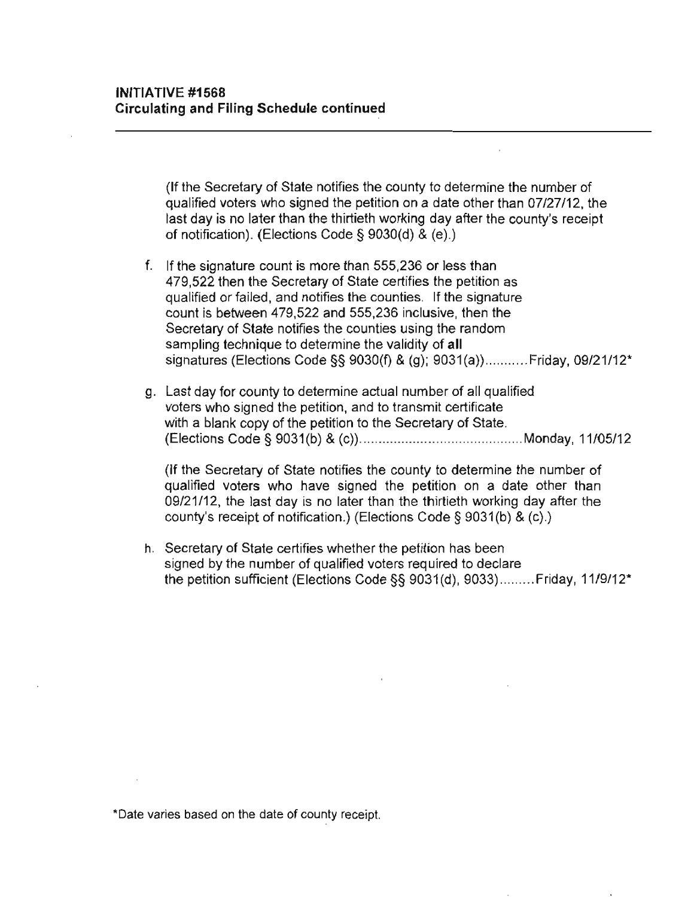**INITIATIVE #1568**
**Circulating and Filing Schedule continued**

---

(If the Secretary of State notifies the county to determine the number of qualified voters who signed the petition on a date other than 07/27/12, the last day is no later than the thirtieth working day after the county's receipt of notification). (Elections Code § 9030(d) & (e).)

f. If the signature count is more than 555,236 or less than 479,522 then the Secretary of State certifies the petition as qualified or failed, and notifies the counties. If the signature count is between 479,522 and 555,236 inclusive, then the Secretary of State notifies the counties using the random sampling technique to determine the validity of **all** signatures (Elections Code §§ 9030(f) & (g); 9031(a))...........Friday, 09/21/12*

g. Last day for county to determine actual number of all qualified voters who signed the petition, and to transmit certificate with a blank copy of the petition to the Secretary of State. (Elections Code § 9031(b) & (c))...........................................Monday, 11/05/12

   (If the Secretary of State notifies the county to determine the number of qualified voters who have signed the petition on a date other than 09/21/12, the last day is no later than the thirtieth working day after the county's receipt of notification.) (Elections Code § 9031(b) & (c).)

h. Secretary of State certifies whether the petition has been signed by the number of qualified voters required to declare the petition sufficient (Elections Code §§ 9031(d), 9033).........Friday, 11/9/12*

*Date varies based on the date of county receipt.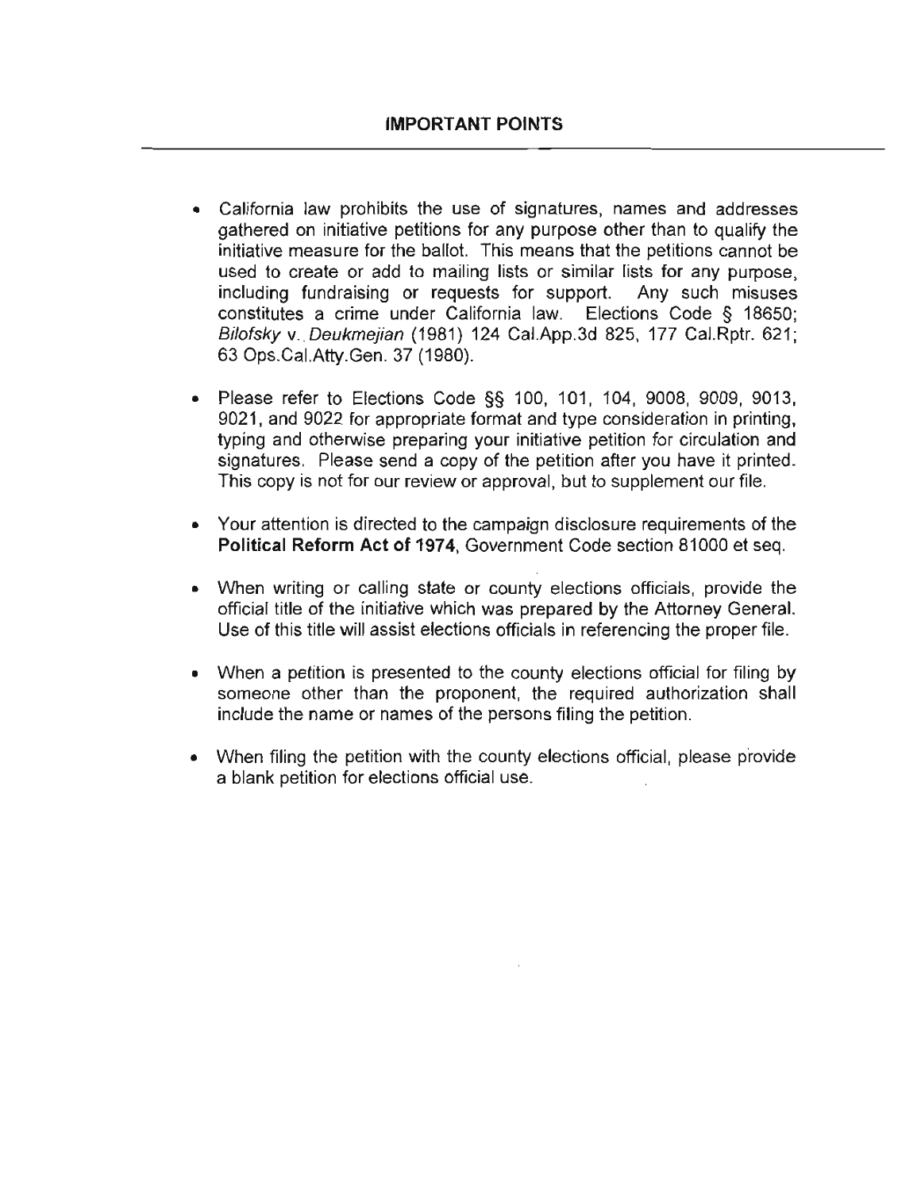## IMPORTANT POINTS

- California law prohibits the use of signatures, names and addresses gathered on initiative petitions for any purpose other than to qualify the initiative measure for the ballot. This means that the petitions cannot be used to create or add to mailing lists or similar lists for any purpose, including fundraising or requests for support. Any such misuses constitutes a crime under California law. Elections Code § 18650; *Bilofsky* v. *Deukmejian* (1981) 124 Cal.App.3d 825, 177 Cal.Rptr. 621; 63 Ops.Cal.Atty.Gen. 37 (1980).

- Please refer to Elections Code §§ 100, 101, 104, 9008, 9009, 9013, 9021, and 9022 for appropriate format and type consideration in printing, typing and otherwise preparing your initiative petition for circulation and signatures. Please send a copy of the petition after you have it printed. This copy is not for our review or approval, but to supplement our file.

- Your attention is directed to the campaign disclosure requirements of the **Political Reform Act of 1974**, Government Code section 81000 et seq.

- When writing or calling state or county elections officials, provide the official title of the initiative which was prepared by the Attorney General. Use of this title will assist elections officials in referencing the proper file.

- When a petition is presented to the county elections official for filing by someone other than the proponent, the required authorization shall include the name or names of the persons filing the petition.

- When filing the petition with the county elections official, please provide a blank petition for elections official use.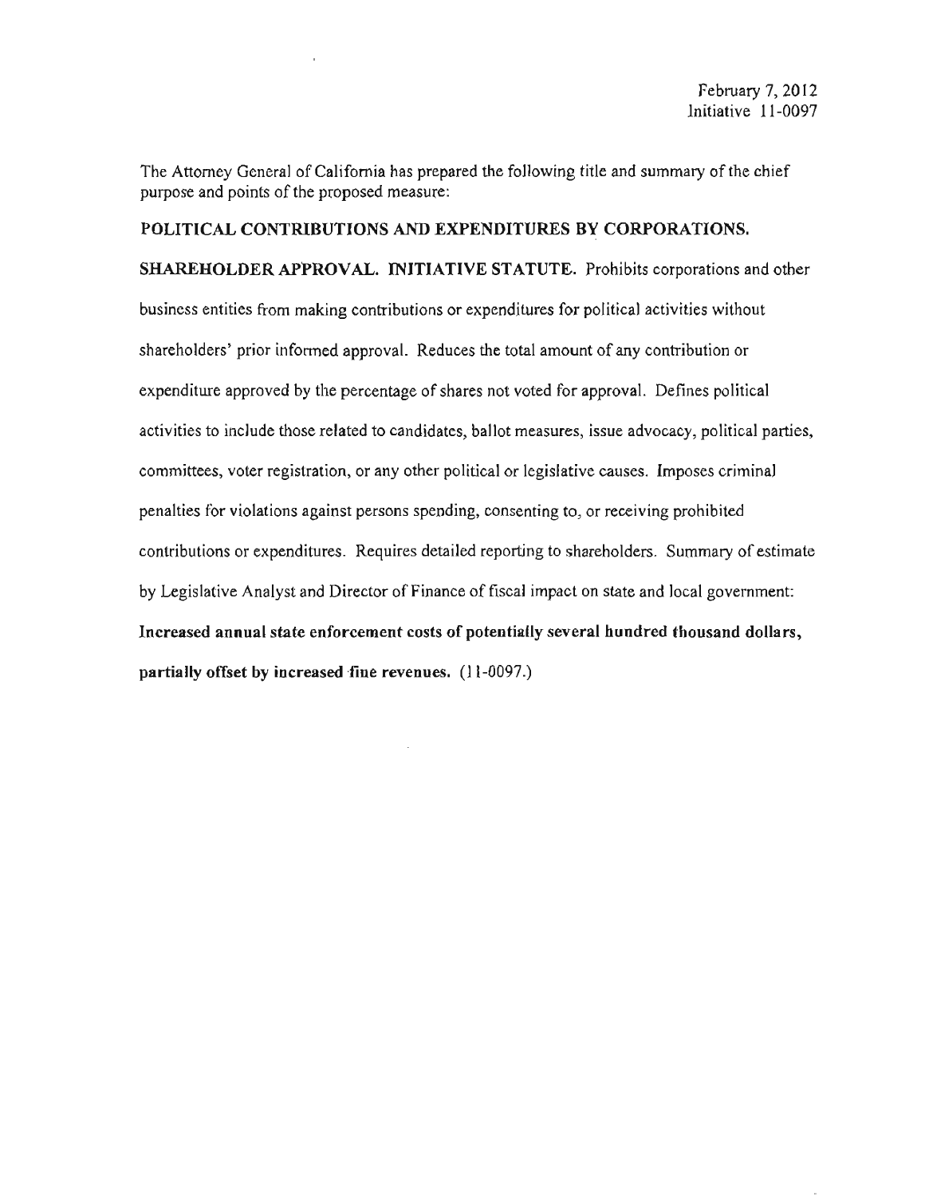February 7, 2012
Initiative 11-0097

The Attorney General of California has prepared the following title and summary of the chief purpose and points of the proposed measure:

**POLITICAL CONTRIBUTIONS AND EXPENDITURES BY CORPORATIONS. SHAREHOLDER APPROVAL. INITIATIVE STATUTE.** Prohibits corporations and other business entities from making contributions or expenditures for political activities without shareholders' prior informed approval. Reduces the total amount of any contribution or expenditure approved by the percentage of shares not voted for approval. Defines political activities to include those related to candidates, ballot measures, issue advocacy, political parties, committees, voter registration, or any other political or legislative causes. Imposes criminal penalties for violations against persons spending, consenting to, or receiving prohibited contributions or expenditures. Requires detailed reporting to shareholders. Summary of estimate by Legislative Analyst and Director of Finance of fiscal impact on state and local government: **Increased annual state enforcement costs of potentially several hundred thousand dollars, partially offset by increased fine revenues.** (11-0097.)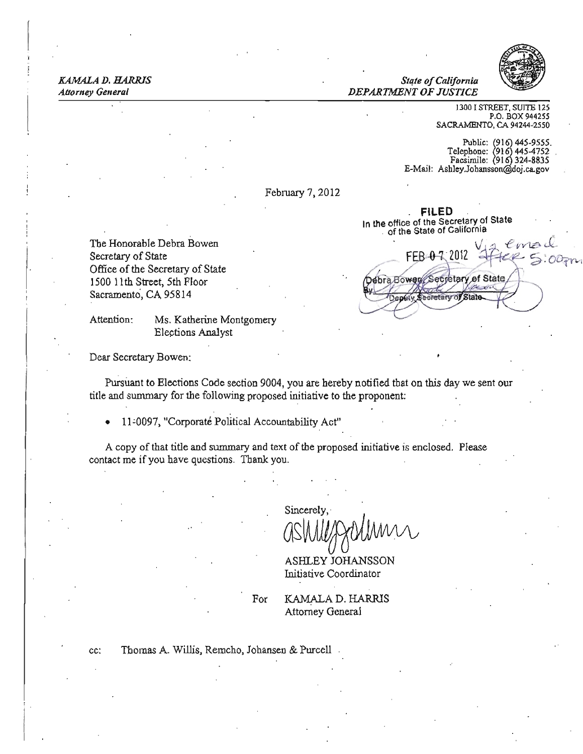*KAMALA D. HARRIS*
*Attorney General*

*State of California*
*DEPARTMENT OF JUSTICE*

1300 I STREET, SUITE 125
P.O. BOX 944255
SACRAMENTO, CA 94244-2550

Public: (916) 445-9555
Telephone: (916) 445-4752
Facsimile: (916) 324-8835
E-Mail: Ashley.Johansson@doj.ca.gov

February 7, 2012

**FILED**
In the office of the Secretary of State
of the State of California

FEB 07 2012

Via email After 5:00pm

Debra Bowen, Secretary of State
By _______________
Deputy Secretary of State

The Honorable Debra Bowen
Secretary of State
Office of the Secretary of State
1500 11th Street, 5th Floor
Sacramento, CA 95814

Attention: Ms. Katherine Montgomery
Elections Analyst

Dear Secretary Bowen:

Pursuant to Elections Code section 9004, you are hereby notified that on this day we sent our title and summary for the following proposed initiative to the proponent:

- 11-0097, "Corporate Political Accountability Act"

A copy of that title and summary and text of the proposed initiative is enclosed. Please contact me if you have questions. Thank you.

Sincerely,

ASHLEY JOHANSSON
Initiative Coordinator

For KAMALA D. HARRIS
Attorney General

cc: Thomas A. Willis, Remcho, Johansen & Purcell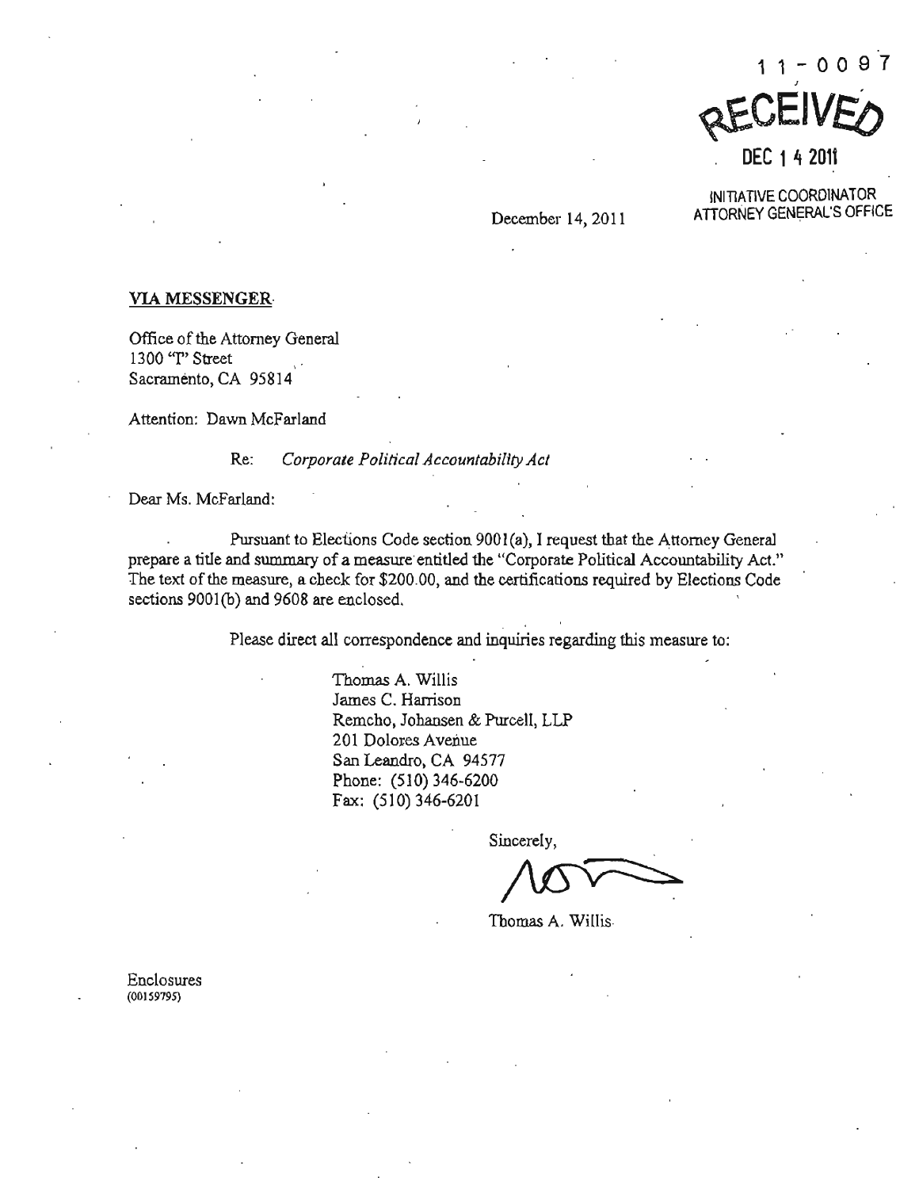11-0097

RECEIVED

DEC 14 2011

INITIATIVE COORDINATOR
ATTORNEY GENERAL'S OFFICE

December 14, 2011

**VIA MESSENGER**

Office of the Attorney General
1300 "I" Street
Sacramento, CA 95814

Attention: Dawn McFarland

Re: *Corporate Political Accountability Act*

Dear Ms. McFarland:

Pursuant to Elections Code section 9001(a), I request that the Attorney General prepare a title and summary of a measure entitled the "Corporate Political Accountability Act." The text of the measure, a check for $200.00, and the certifications required by Elections Code sections 9001(b) and 9608 are enclosed.

Please direct all correspondence and inquiries regarding this measure to:

Thomas A. Willis
James C. Harrison
Remcho, Johansen & Purcell, LLP
201 Dolores Avenue
San Leandro, CA 94577
Phone: (510) 346-6200
Fax: (510) 346-6201

Sincerely,

Thomas A. Willis

Enclosures
(00159795)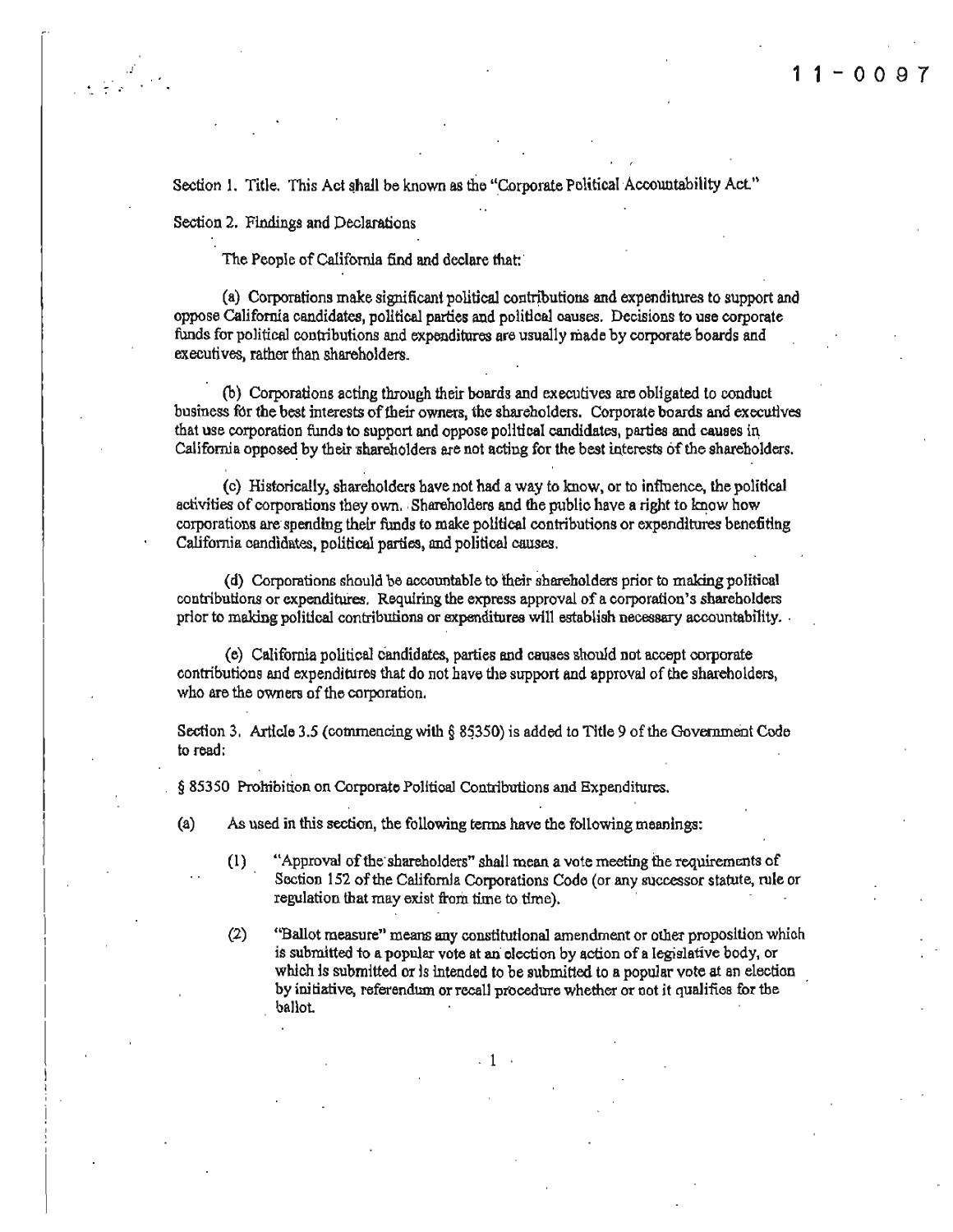11-0097

Section 1. Title. This Act shall be known as the "Corporate Political Accountability Act."

Section 2. Findings and Declarations

The People of California find and declare that:

(a) Corporations make significant political contributions and expenditures to support and oppose California candidates, political parties and political causes. Decisions to use corporate funds for political contributions and expenditures are usually made by corporate boards and executives, rather than shareholders.

(b) Corporations acting through their boards and executives are obligated to conduct business for the best interests of their owners, the shareholders. Corporate boards and executives that use corporation funds to support and oppose political candidates, parties and causes in California opposed by their shareholders are not acting for the best interests of the shareholders.

(c) Historically, shareholders have not had a way to know, or to influence, the political activities of corporations they own. Shareholders and the public have a right to know how corporations are spending their funds to make political contributions or expenditures benefiting California candidates, political parties, and political causes.

(d) Corporations should be accountable to their shareholders prior to making political contributions or expenditures. Requiring the express approval of a corporation's shareholders prior to making political contributions or expenditures will establish necessary accountability.

(e) California political candidates, parties and causes should not accept corporate contributions and expenditures that do not have the support and approval of the shareholders, who are the owners of the corporation.

Section 3. Article 3.5 (commencing with § 85350) is added to Title 9 of the Government Code to read:

§ 85350 Prohibition on Corporate Political Contributions and Expenditures.

(a) As used in this section, the following terms have the following meanings:

(1) "Approval of the shareholders" shall mean a vote meeting the requirements of Section 152 of the California Corporations Code (or any successor statute, rule or regulation that may exist from time to time).

(2) "Ballot measure" means any constitutional amendment or other proposition which is submitted to a popular vote at an election by action of a legislative body, or which is submitted or is intended to be submitted to a popular vote at an election by initiative, referendum or recall procedure whether or not it qualifies for the ballot.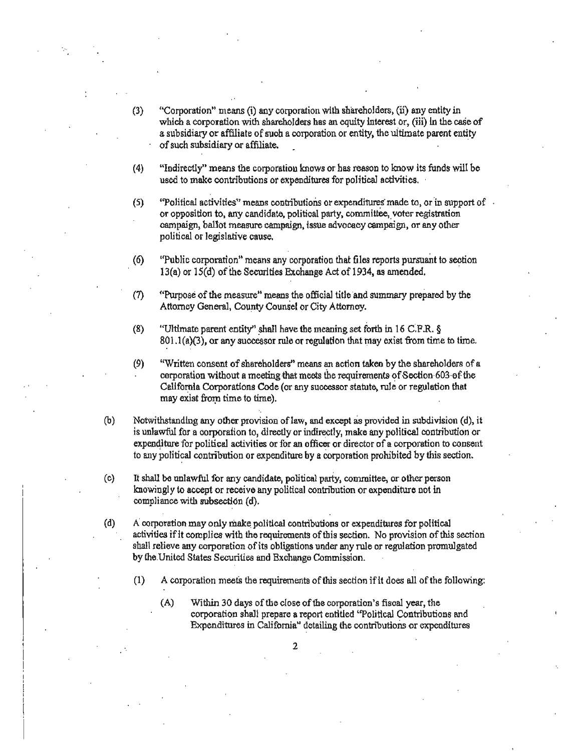(3) "Corporation" means (i) any corporation with shareholders, (ii) any entity in which a corporation with shareholders has an equity interest or, (iii) in the case of a subsidiary or affiliate of such a corporation or entity, the ultimate parent entity of such subsidiary or affiliate.

(4) "Indirectly" means the corporation knows or has reason to know its funds will be used to make contributions or expenditures for political activities.

(5) "Political activities" means contributions or expenditures made to, or in support of or opposition to, any candidate, political party, committee, voter registration campaign, ballot measure campaign, issue advocacy campaign, or any other political or legislative cause.

(6) "Public corporation" means any corporation that files reports pursuant to section 13(a) or 15(d) of the Securities Exchange Act of 1934, as amended.

(7) "Purpose of the measure" means the official title and summary prepared by the Attorney General, County Counsel or City Attorney.

(8) "Ultimate parent entity" shall have the meaning set forth in 16 C.F.R. § 801.1(a)(3), or any successor rule or regulation that may exist from time to time.

(9) "Written consent of shareholders" means an action taken by the shareholders of a corporation without a meeting that meets the requirements of Section 603 of the California Corporations Code (or any successor statute, rule or regulation that may exist from time to time).

(b) Notwithstanding any other provision of law, and except as provided in subdivision (d), it is unlawful for a corporation to, directly or indirectly, make any political contribution or expenditure for political activities or for an officer or director of a corporation to consent to any political contribution or expenditure by a corporation prohibited by this section.

(c) It shall be unlawful for any candidate, political party, committee, or other person knowingly to accept or receive any political contribution or expenditure not in compliance with subsection (d).

(d) A corporation may only make political contributions or expenditures for political activities if it complies with the requirements of this section. No provision of this section shall relieve any corporation of its obligations under any rule or regulation promulgated by the United States Securities and Exchange Commission.

(1) A corporation meets the requirements of this section if it does all of the following:

(A) Within 30 days of the close of the corporation's fiscal year, the corporation shall prepare a report entitled "Political Contributions and Expenditures in California" detailing the contributions or expenditures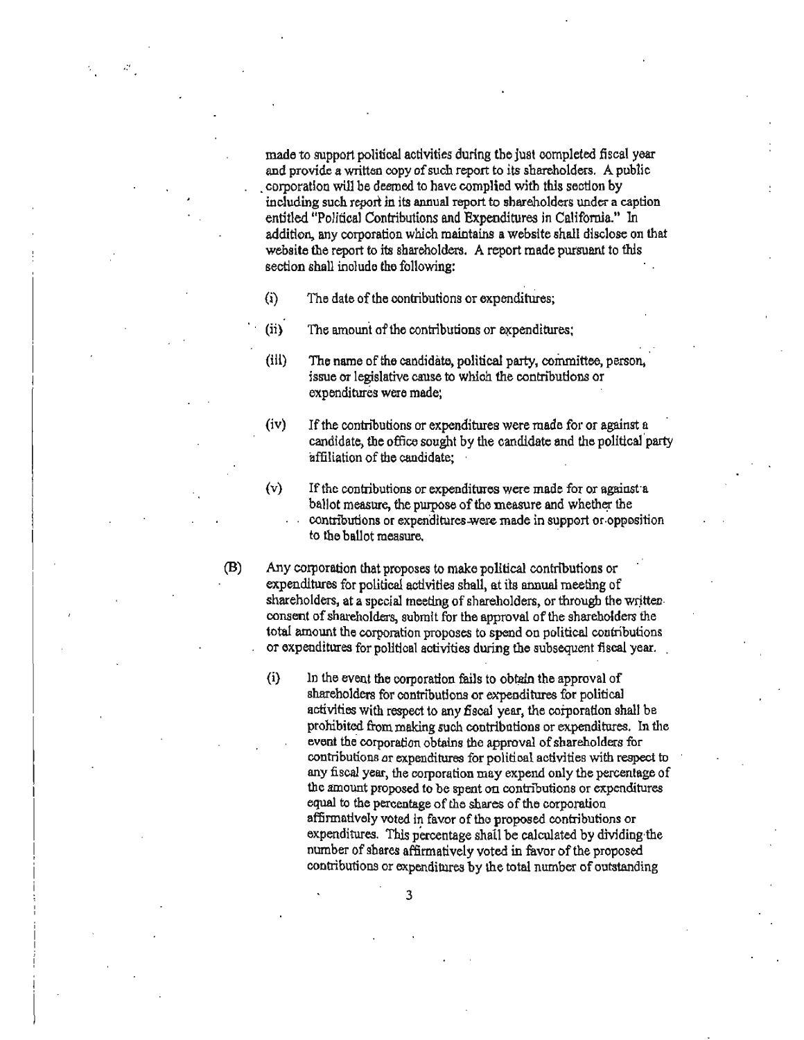made to support political activities during the just completed fiscal year and provide a written copy of such report to its shareholders. A public corporation will be deemed to have complied with this section by including such report in its annual report to shareholders under a caption entitled "Political Contributions and Expenditures in California." In addition, any corporation which maintains a website shall disclose on that website the report to its shareholders. A report made pursuant to this section shall include the following:

(i) The date of the contributions or expenditures;

(ii) The amount of the contributions or expenditures;

(iii) The name of the candidate, political party, committee, person, issue or legislative cause to which the contributions or expenditures were made;

(iv) If the contributions or expenditures were made for or against a candidate, the office sought by the candidate and the political party affiliation of the candidate;

(v) If the contributions or expenditures were made for or against a ballot measure, the purpose of the measure and whether the contributions or expenditures were made in support or opposition to the ballot measure.

(B) Any corporation that proposes to make political contributions or expenditures for political activities shall, at its annual meeting of shareholders, at a special meeting of shareholders, or through the written consent of shareholders, submit for the approval of the shareholders the total amount the corporation proposes to spend on political contributions or expenditures for political activities during the subsequent fiscal year.

(i) In the event the corporation fails to obtain the approval of shareholders for contributions or expenditures for political activities with respect to any fiscal year, the corporation shall be prohibited from making such contributions or expenditures. In the event the corporation obtains the approval of shareholders for contributions or expenditures for political activities with respect to any fiscal year, the corporation may expend only the percentage of the amount proposed to be spent on contributions or expenditures equal to the percentage of the shares of the corporation affirmatively voted in favor of the proposed contributions or expenditures. This percentage shall be calculated by dividing the number of shares affirmatively voted in favor of the proposed contributions or expenditures by the total number of outstanding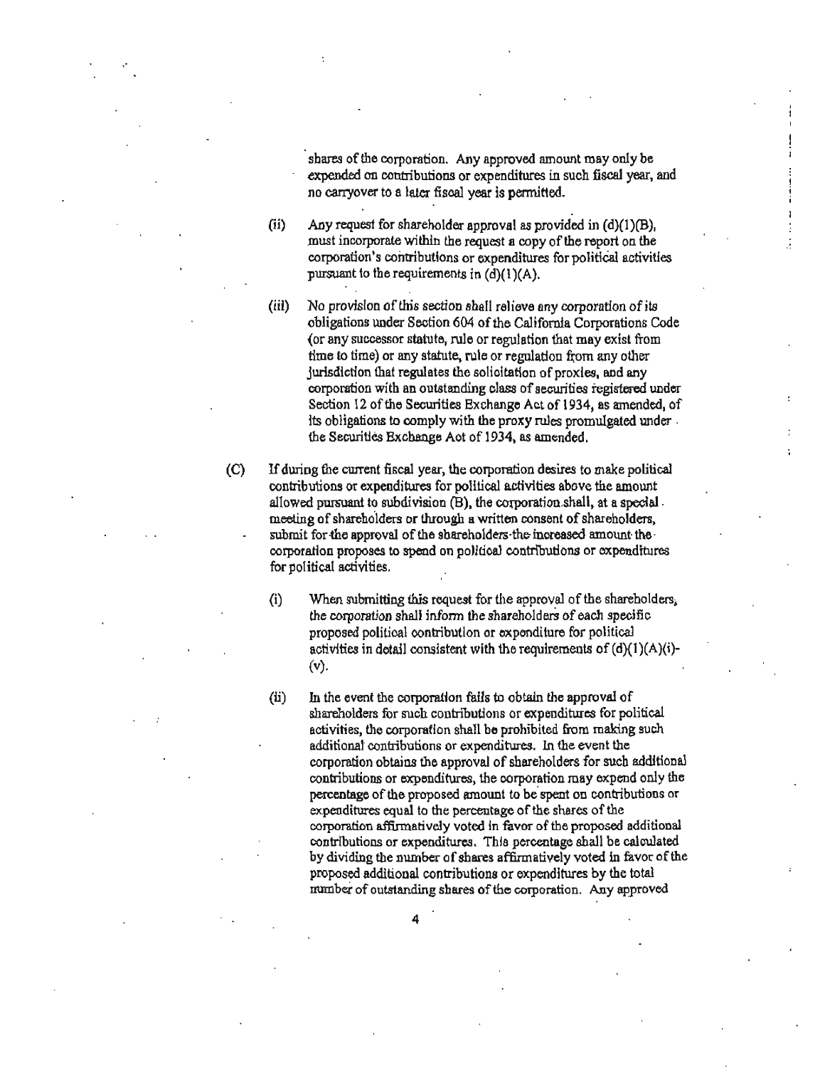shares of the corporation. Any approved amount may only be expended on contributions or expenditures in such fiscal year, and no carryover to a later fiscal year is permitted.

(ii) Any request for shareholder approval as provided in (d)(1)(B), must incorporate within the request a copy of the report on the corporation's contributions or expenditures for political activities pursuant to the requirements in (d)(1)(A).

(iii) No provision of this section shall relieve any corporation of its obligations under Section 604 of the California Corporations Code (or any successor statute, rule or regulation that may exist from time to time) or any statute, rule or regulation from any other jurisdiction that regulates the solicitation of proxies, and any corporation with an outstanding class of securities registered under Section 12 of the Securities Exchange Act of 1934, as amended, of its obligations to comply with the proxy rules promulgated under the Securities Exchange Act of 1934, as amended.

(C) If during the current fiscal year, the corporation desires to make political contributions or expenditures for political activities above the amount allowed pursuant to subdivision (B), the corporation shall, at a special meeting of shareholders or through a written consent of shareholders, submit for the approval of the shareholders the increased amount the corporation proposes to spend on political contributions or expenditures for political activities.

(i) When submitting this request for the approval of the shareholders, the corporation shall inform the shareholders of each specific proposed political contribution or expenditure for political activities in detail consistent with the requirements of (d)(1)(A)(i)-(v).

(ii) In the event the corporation fails to obtain the approval of shareholders for such contributions or expenditures for political activities, the corporation shall be prohibited from making such additional contributions or expenditures. In the event the corporation obtains the approval of shareholders for such additional contributions or expenditures, the corporation may expend only the percentage of the proposed amount to be spent on contributions or expenditures equal to the percentage of the shares of the corporation affirmatively voted in favor of the proposed additional contributions or expenditures. This percentage shall be calculated by dividing the number of shares affirmatively voted in favor of the proposed additional contributions or expenditures by the total number of outstanding shares of the corporation. Any approved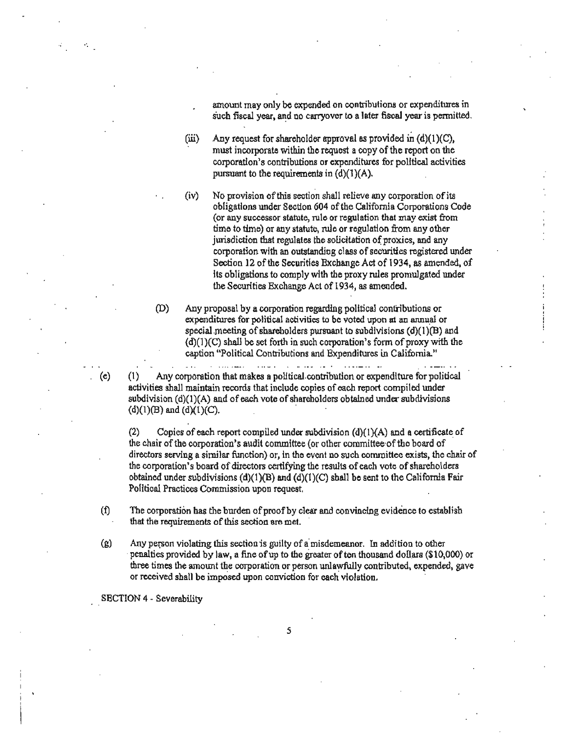amount may only be expended on contributions or expenditures in such fiscal year, and no carryover to a later fiscal year is permitted.

(iii) Any request for shareholder approval as provided in (d)(1)(C), must incorporate within the request a copy of the report on the corporation's contributions or expenditures for political activities pursuant to the requirements in (d)(1)(A).

(iv) No provision of this section shall relieve any corporation of its obligations under Section 604 of the California Corporations Code (or any successor statute, rule or regulation that may exist from time to time) or any statute, rule or regulation from any other jurisdiction that regulates the solicitation of proxies, and any corporation with an outstanding class of securities registered under Section 12 of the Securities Exchange Act of 1934, as amended, of its obligations to comply with the proxy rules promulgated under the Securities Exchange Act of 1934, as amended.

(D) Any proposal by a corporation regarding political contributions or expenditures for political activities to be voted upon at an annual or special meeting of shareholders pursuant to subdivisions (d)(1)(B) and (d)(1)(C) shall be set forth in such corporation's form of proxy with the caption "Political Contributions and Expenditures in California."

(e) (1) Any corporation that makes a political contribution or expenditure for political activities shall maintain records that include copies of each report compiled under subdivision (d)(1)(A) and of each vote of shareholders obtained under subdivisions (d)(1)(B) and (d)(1)(C).

(2) Copies of each report compiled under subdivision (d)(1)(A) and a certificate of the chair of the corporation's audit committee (or other committee of the board of directors serving a similar function) or, in the event no such committee exists, the chair of the corporation's board of directors certifying the results of each vote of shareholders obtained under subdivisions (d)(1)(B) and (d)(1)(C) shall be sent to the California Fair Political Practices Commission upon request.

(f) The corporation has the burden of proof by clear and convincing evidence to establish that the requirements of this section are met.

(g) Any person violating this section is guilty of a misdemeanor. In addition to other penalties provided by law, a fine of up to the greater of ten thousand dollars ($10,000) or three times the amount the corporation or person unlawfully contributed, expended, gave or received shall be imposed upon conviction for each violation.

SECTION 4 - Severability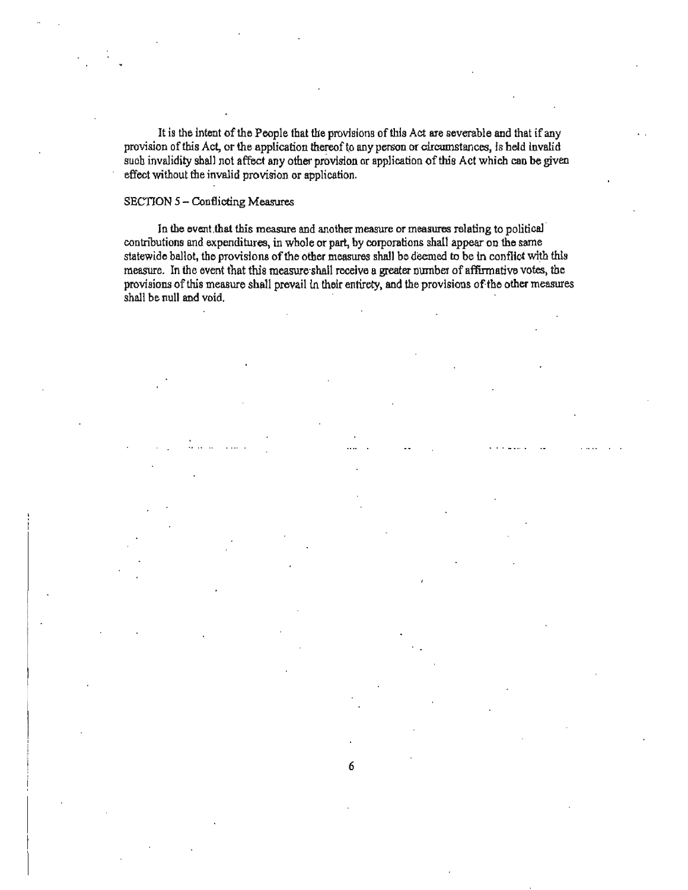It is the intent of the People that the provisions of this Act are severable and that if any provision of this Act, or the application thereof to any person or circumstances, is held invalid such invalidity shall not affect any other provision or application of this Act which can be given effect without the invalid provision or application.

SECTION 5 – Conflicting Measures

In the event that this measure and another measure or measures relating to political contributions and expenditures, in whole or part, by corporations shall appear on the same statewide ballot, the provisions of the other measures shall be deemed to be in conflict with this measure. In the event that this measure shall receive a greater number of affirmative votes, the provisions of this measure shall prevail in their entirety, and the provisions of the other measures shall be null and void.